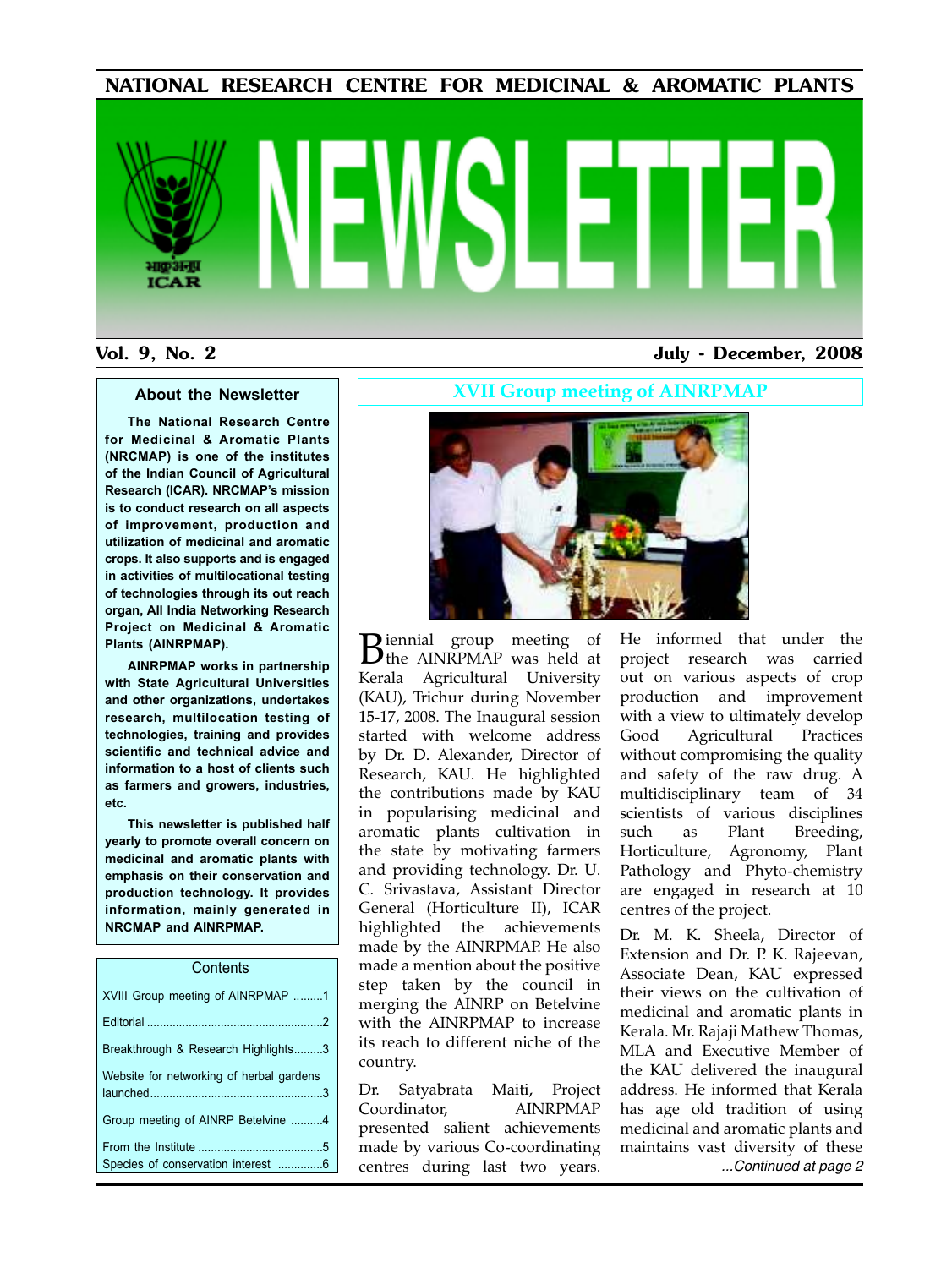# NATIONAL RESEARCH CENTRE FOR MEDICINAL & AROMATIC PLANTS

# NEWSLETTER

**Vol. 9, No. 2** **July - December, 2008**

### About the Newsletter

**The National Research Centre for Medicinal & Aromatic Plants (NRCMAP) is one of the institutes of the Indian Council of Agricultural Research (ICAR). NRCMAP's mission is to conduct research on all aspects of improvement, production and utilization of medicinal and aromatic crops. It also supports and is engaged in activities of multilocational testing of technologies through its out reach organ, All India Networking Research Project on Medicinal & Aromatic Plants (AINRPMAP).**

**AINRPMAP works in partnership with State Agricultural Universities and other organizations, undertakes research, multilocation testing of technologies, training and provides scientific and technical advice and information to a host of clients such as farmers and growers, industries, etc.**

**This newsletter is published half yearly to promote overall concern on medicinal and aromatic plants with emphasis on their conservation and production technology. It provides information, mainly generated in NRCMAP and AINRPMAP.**

### Contents

- XVIII Group meeting of AINRPMAP .........1
- Editorial .........2
- Breakthrough & Research Highlights.........3
- Website for networking of herbal gardens launched.........3
- Group meeting of AINRP Betelvine .........4
- From the Institute .........5
- Species of conservation interest .........6

## XVII Group meeting of AINRPMAP

Biennial group meeting of the AINRPMAP was held at Kerala Agricultural University (KAU), Trichur during November 15-17, 2008. The Inaugural session started with welcome address by Dr. D. Alexander, Director of Research, KAU. He highlighted the contributions made by KAU in popularising medicinal and aromatic plants cultivation in the state by motivating farmers and providing technology. Dr. U. C. Srivastava, Assistant Director General (Horticulture II), ICAR highlighted the achievements made by the AINRPMAP. He also made a mention about the positive step taken by the council in merging the AINRP on Betelvine with the AINRPMAP to increase its reach to different niche of the country.

Dr. Satyabrata Maiti, Project Coordinator, AINRPMAP presented salient achievements made by various Co-coordinating centres during last two years. He informed that under the project research was carried out on various aspects of crop production and improvement with a view to ultimately develop Good Agricultural Practices without compromising the quality and safety of the raw drug. A multidisciplinary team of 34 scientists of various disciplines such as Plant Breeding, Horticulture, Agronomy, Plant Pathology and Phyto-chemistry are engaged in research at 10 centres of the project.

Dr. M. K. Sheela, Director of Extension and Dr. P. K. Rajeevan, Associate Dean, KAU expressed their views on the cultivation of medicinal and aromatic plants in Kerala. Mr. Rajaji Mathew Thomas, MLA and Executive Member of the KAU delivered the inaugural address. He informed that Kerala has age old tradition of using medicinal and aromatic plants and maintains vast diversity of these

*...Continued at page 2*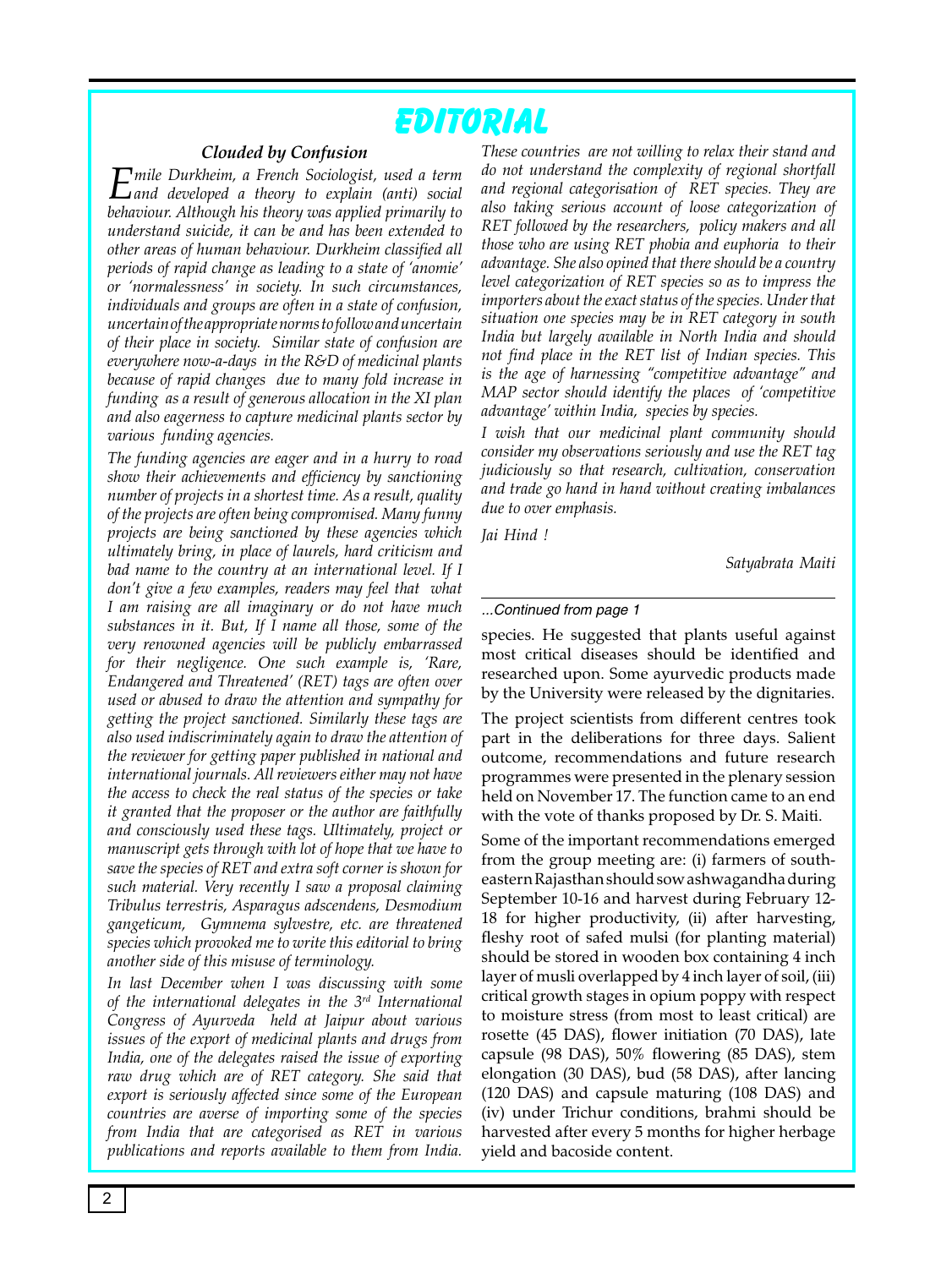# EDITORIAL

### *Clouded by Confusion*

*Emile Durkheim, a French Sociologist, used a term and developed a theory to explain (anti) social behaviour. Although his theory was applied primarily to understand suicide, it can be and has been extended to other areas of human behaviour. Durkheim classified all periods of rapid change as leading to a state of 'anomie' or 'normalessness' in society. In such circumstances, individuals and groups are often in a state of confusion, uncertain of the appropriate norms to follow and uncertain of their place in society. Similar state of confusion are everywhere now-a-days in the R&D of medicinal plants because of rapid changes due to many fold increase in funding as a result of generous allocation in the XI plan and also eagerness to capture medicinal plants sector by various funding agencies.*

*The funding agencies are eager and in a hurry to road show their achievements and efficiency by sanctioning number of projects in a shortest time. As a result, quality of the projects are often being compromised. Many funny projects are being sanctioned by these agencies which ultimately bring, in place of laurels, hard criticism and bad name to the country at an international level. If I don't give a few examples, readers may feel that what I am raising are all imaginary or do not have much substances in it. But, If I name all those, some of the very renowned agencies will be publicly embarrassed for their negligence. One such example is, 'Rare, Endangered and Threatened' (RET) tags are often over used or abused to draw the attention and sympathy for getting the project sanctioned. Similarly these tags are also used indiscriminately again to draw the attention of the reviewer for getting paper published in national and international journals. All reviewers either may not have the access to check the real status of the species or take it granted that the proposer or the author are faithfully and consciously used these tags. Ultimately, project or manuscript gets through with lot of hope that we have to save the species of RET and extra soft corner is shown for such material. Very recently I saw a proposal claiming Tribulus terrestris, Asparagus adscendens, Desmodium gangeticum, Gymnema sylvestre, etc. are threatened species which provoked me to write this editorial to bring another side of this misuse of terminology.*

*In last December when I was discussing with some of the international delegates in the 3rd International Congress of Ayurveda held at Jaipur about various issues of the export of medicinal plants and drugs from India, one of the delegates raised the issue of exporting raw drug which are of RET category. She said that export is seriously affected since some of the European countries are averse of importing some of the species from India that are categorised as RET in various publications and reports available to them from India. These countries are not willing to relax their stand and do not understand the complexity of regional shortfall and regional categorisation of RET species. They are also taking serious account of loose categorization of RET followed by the researchers, policy makers and all those who are using RET phobia and euphoria to their advantage. She also opined that there should be a country level categorization of RET species so as to impress the importers about the exact status of the species. Under that situation one species may be in RET category in south India but largely available in North India and should not find place in the RET list of Indian species. This is the age of harnessing "competitive advantage" and MAP sector should identify the places of 'competitive advantage' within India, species by species.*

*I wish that our medicinal plant community should consider my observations seriously and use the RET tag judiciously so that research, cultivation, conservation and trade go hand in hand without creating imbalances due to over emphasis.*

*Jai Hind !*

*Satyabrata Maiti*

---

*...Continued from page 1*

species. He suggested that plants useful against most critical diseases should be identified and researched upon. Some ayurvedic products made by the University were released by the dignitaries.

The project scientists from different centres took part in the deliberations for three days. Salient outcome, recommendations and future research programmes were presented in the plenary session held on November 17. The function came to an end with the vote of thanks proposed by Dr. S. Maiti.

Some of the important recommendations emerged from the group meeting are: (i) farmers of south-eastern Rajasthan should sow ashwagandha during September 10-16 and harvest during February 12-18 for higher productivity, (ii) after harvesting, fleshy root of safed mulsi (for planting material) should be stored in wooden box containing 4 inch layer of musli overlapped by 4 inch layer of soil, (iii) critical growth stages in opium poppy with respect to moisture stress (from most to least critical) are rosette (45 DAS), flower initiation (70 DAS), late capsule (98 DAS), 50% flowering (85 DAS), stem elongation (30 DAS), bud (58 DAS), after lancing (120 DAS) and capsule maturing (108 DAS) and (iv) under Trichur conditions, brahmi should be harvested after every 5 months for higher herbage yield and bacoside content.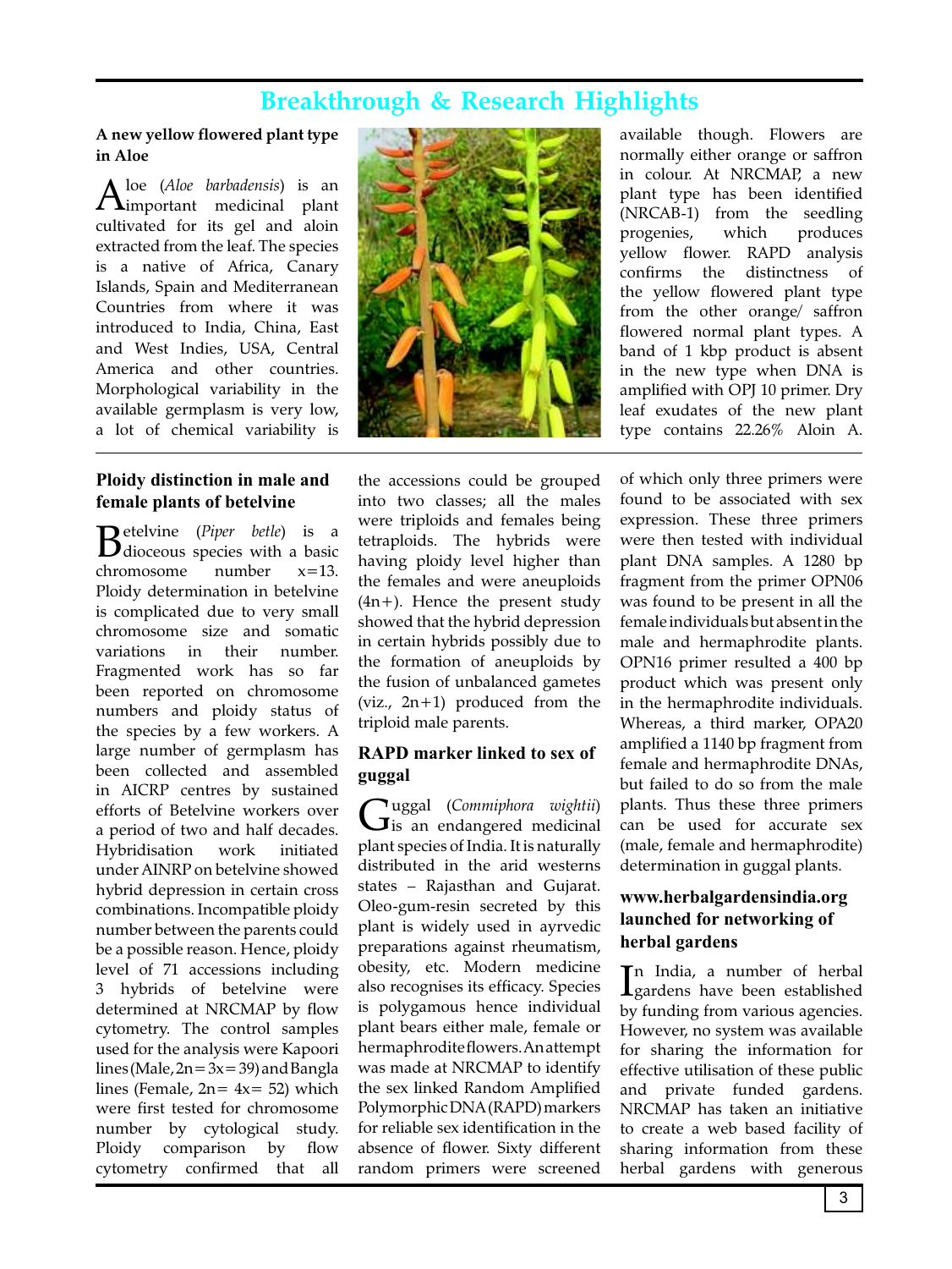# Breakthrough & Research Highlights

### A new yellow flowered plant type in Aloe

Aloe (*Aloe barbadensis*) is an important medicinal plant cultivated for its gel and aloin extracted from the leaf. The species is a native of Africa, Canary Islands, Spain and Mediterranean Countries from where it was introduced to India, China, East and West Indies, USA, Central America and other countries. Morphological variability in the available germplasm is very low, a lot of chemical variability is available though. Flowers are normally either orange or saffron in colour. At NRCMAP, a new plant type has been identified (NRCAB-1) from the seedling progenies, which produces yellow flower. RAPD analysis confirms the distinctness of the yellow flowered plant type from the other orange/ saffron flowered normal plant types. A band of 1 kbp product is absent in the new type when DNA is amplified with OPJ 10 primer. Dry leaf exudates of the new plant type contains 22.26% Aloin A.

### Ploidy distinction in male and female plants of betelvine

Betelvine (*Piper betle*) is a dioceous species with a basic chromosome number x=13. Ploidy determination in betelvine is complicated due to very small chromosome size and somatic variations in their number. Fragmented work has so far been reported on chromosome numbers and ploidy status of the species by a few workers. A large number of germplasm has been collected and assembled in AICRP centres by sustained efforts of Betelvine workers over a period of two and half decades. Hybridisation work initiated under AINRP on betelvine showed hybrid depression in certain cross combinations. Incompatible ploidy number between the parents could be a possible reason. Hence, ploidy level of 71 accessions including 3 hybrids of betelvine were determined at NRCMAP by flow cytometry. The control samples used for the analysis were Kapoori lines (Male, $2n=3x=39$) and Bangla lines (Female, $2n= 4x= 52$) which were first tested for chromosome number by cytological study. Ploidy comparison by flow cytometry confirmed that all the accessions could be grouped into two classes; all the males were triploids and females being tetraploids. The hybrids were having ploidy level higher than the females and were aneuploids ($4n+$). Hence the present study showed that the hybrid depression in certain hybrids possibly due to the formation of aneuploids by the fusion of unbalanced gametes (viz., $2n+1$) produced from the triploid male parents.

### RAPD marker linked to sex of guggal

Guggal (*Commiphora wightii*) is an endangered medicinal plant species of India. It is naturally distributed in the arid westerns states – Rajasthan and Gujarat. Oleo-gum-resin secreted by this plant is widely used in ayrvedic preparations against rheumatism, obesity, etc. Modern medicine also recognises its efficacy. Species is polygamous hence individual plant bears either male, female or hermaphrodite flowers. An attempt was made at NRCMAP to identify the sex linked Random Amplified Polymorphic DNA (RAPD) markers for reliable sex identification in the absence of flower. Sixty different random primers were screened of which only three primers were found to be associated with sex expression. These three primers were then tested with individual plant DNA samples. A 1280 bp fragment from the primer OPN06 was found to be present in all the female individuals but absent in the male and hermaphrodite plants. OPN16 primer resulted a 400 bp product which was present only in the hermaphrodite individuals. Whereas, a third marker, OPA20 amplified a 1140 bp fragment from female and hermaphrodite DNAs, but failed to do so from the male plants. Thus these three primers can be used for accurate sex (male, female and hermaphrodite) determination in guggal plants.

### www.herbalgardensindia.org launched for networking of herbal gardens

In India, a number of herbal gardens have been established by funding from various agencies. However, no system was available for sharing the information for effective utilisation of these public and private funded gardens. NRCMAP has taken an initiative to create a web based facility of sharing information from these herbal gardens with generous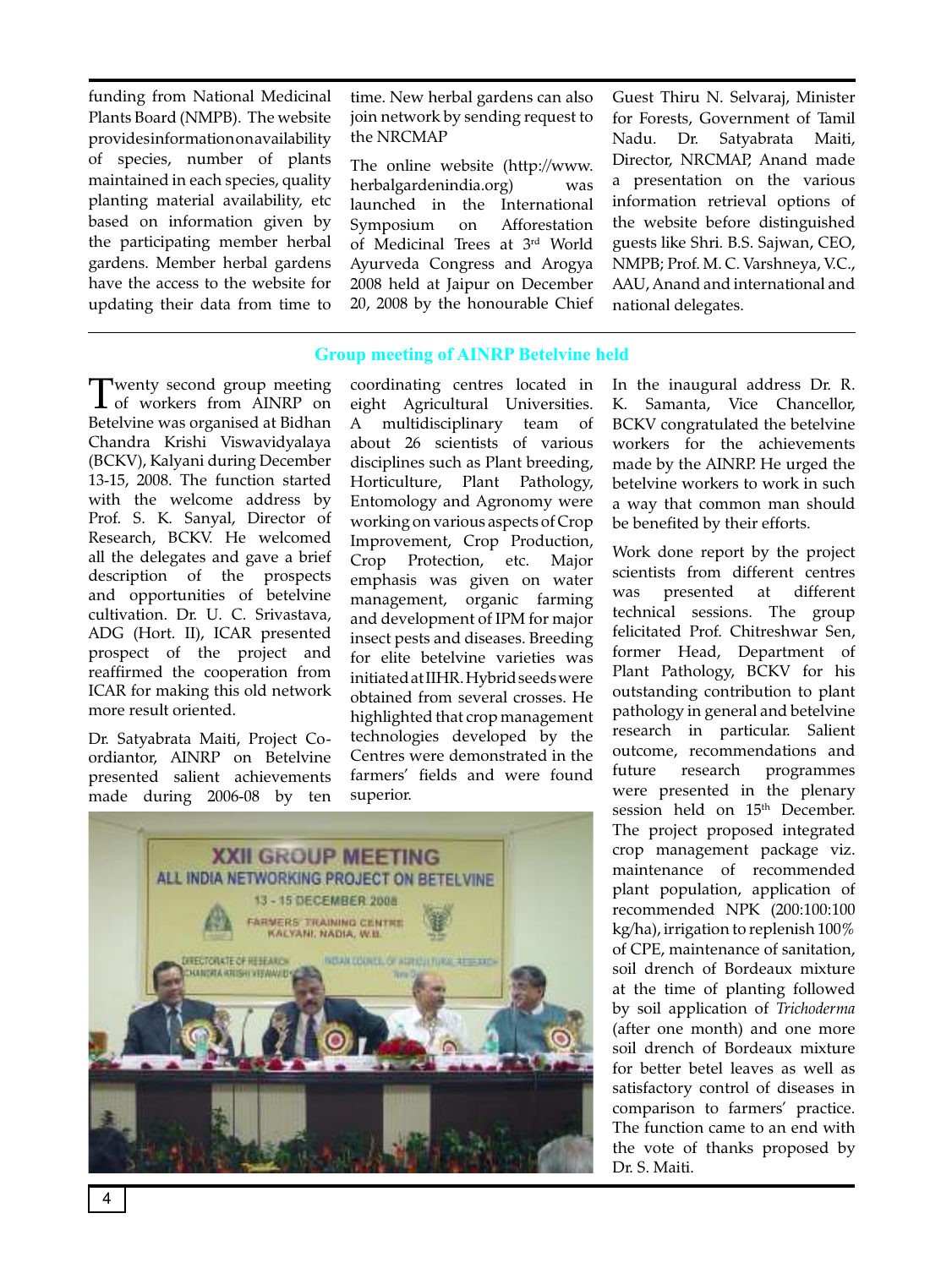funding from National Medicinal Plants Board (NMPB). The website provides information on availability of species, number of plants maintained in each species, quality planting material availability, etc based on information given by the participating member herbal gardens. Member herbal gardens have the access to the website for updating their data from time to time. New herbal gardens can also join network by sending request to the NRCMAP

The online website (http://www.herbalgardenindia.org) was launched in the International Symposium on Afforestation of Medicinal Trees at 3rd World Ayurveda Congress and Arogya 2008 held at Jaipur on December 20, 2008 by the honourable Chief Guest Thiru N. Selvaraj, Minister for Forests, Government of Tamil Nadu. Dr. Satyabrata Maiti, Director, NRCMAP, Anand made a presentation on the various information retrieval options of the website before distinguished guests like Shri. B.S. Sajwan, CEO, NMPB; Prof. M. C. Varshneya, V.C., AAU, Anand and international and national delegates.

## Group meeting of AINRP Betelvine held

Twenty second group meeting of workers from AINRP on Betelvine was organised at Bidhan Chandra Krishi Viswavidyalaya (BCKV), Kalyani during December 13-15, 2008. The function started with the welcome address by Prof. S. K. Sanyal, Director of Research, BCKV. He welcomed all the delegates and gave a brief description of the prospects and opportunities of betelvine cultivation. Dr. U. C. Srivastava, ADG (Hort. II), ICAR presented prospect of the project and reaffirmed the cooperation from ICAR for making this old network more result oriented.

Dr. Satyabrata Maiti, Project Co-ordiantor, AINRP on Betelvine presented salient achievements made during 2006-08 by ten coordinating centres located in eight Agricultural Universities. A multidisciplinary team of about 26 scientists of various disciplines such as Plant breeding, Horticulture, Plant Pathology, Entomology and Agronomy were working on various aspects of Crop Improvement, Crop Production, Crop Protection, etc. Major emphasis was given on water management, organic farming and development of IPM for major insect pests and diseases. Breeding for elite betelvine varieties was initiated at IIHR. Hybrid seeds were obtained from several crosses. He highlighted that crop management technologies developed by the Centres were demonstrated in the farmers' fields and were found superior.

In the inaugural address Dr. R. K. Samanta, Vice Chancellor, BCKV congratulated the betelvine workers for the achievements made by the AINRP. He urged the betelvine workers to work in such a way that common man should be benefited by their efforts.

Work done report by the project scientists from different centres was presented at different technical sessions. The group felicitated Prof. Chitreshwar Sen, former Head, Department of Plant Pathology, BCKV for his outstanding contribution to plant pathology in general and betelvine research in particular. Salient outcome, recommendations and future research programmes were presented in the plenary session held on 15th December. The project proposed integrated crop management package viz. maintenance of recommended plant population, application of recommended NPK (200:100:100 kg/ha), irrigation to replenish 100% of CPE, maintenance of sanitation, soil drench of Bordeaux mixture at the time of planting followed by soil application of *Trichoderma* (after one month) and one more soil drench of Bordeaux mixture for better betel leaves as well as satisfactory control of diseases in comparison to farmers' practice. The function came to an end with the vote of thanks proposed by Dr. S. Maiti.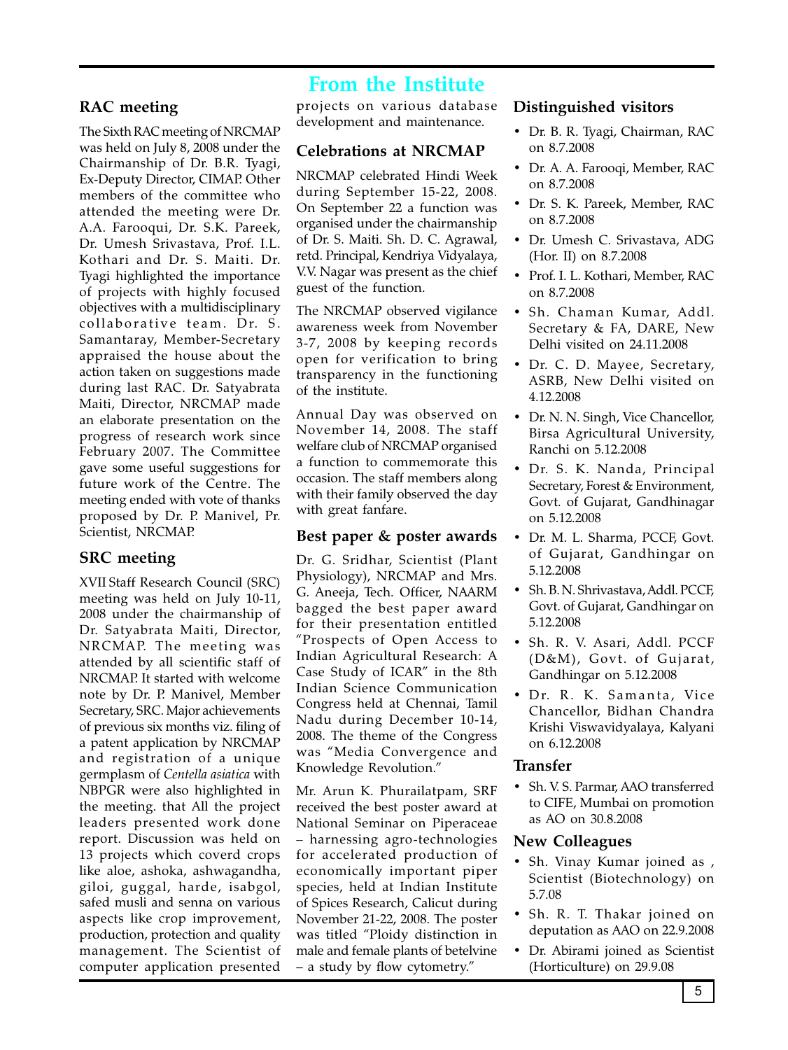# From the Institute

## RAC meeting

The Sixth RAC meeting of NRCMAP was held on July 8, 2008 under the Chairmanship of Dr. B.R. Tyagi, Ex-Deputy Director, CIMAP. Other members of the committee who attended the meeting were Dr. A.A. Farooqui, Dr. S.K. Pareek, Dr. Umesh Srivastava, Prof. I.L. Kothari and Dr. S. Maiti. Dr. Tyagi highlighted the importance of projects with highly focused objectives with a multidisciplinary collaborative team. Dr. S. Samantaray, Member-Secretary appraised the house about the action taken on suggestions made during last RAC. Dr. Satyabrata Maiti, Director, NRCMAP made an elaborate presentation on the progress of research work since February 2007. The Committee gave some useful suggestions for future work of the Centre. The meeting ended with vote of thanks proposed by Dr. P. Manivel, Pr. Scientist, NRCMAP.

## SRC meeting

XVII Staff Research Council (SRC) meeting was held on July 10-11, 2008 under the chairmanship of Dr. Satyabrata Maiti, Director, NRCMAP. The meeting was attended by all scientific staff of NRCMAP. It started with welcome note by Dr. P. Manivel, Member Secretary, SRC. Major achievements of previous six months viz. filing of a patent application by NRCMAP and registration of a unique germplasm of *Centella asiatica* with NBPGR were also highlighted in the meeting. that All the project leaders presented work done report. Discussion was held on 13 projects which coverd crops like aloe, ashoka, ashwagandha, giloi, guggal, harde, isabgol, safed musli and senna on various aspects like crop improvement, production, protection and quality management. The Scientist of computer application presented projects on various database development and maintenance.

## Celebrations at NRCMAP

NRCMAP celebrated Hindi Week during September 15-22, 2008. On September 22 a function was organised under the chairmanship of Dr. S. Maiti. Sh. D. C. Agrawal, retd. Principal, Kendriya Vidyalaya, V.V. Nagar was present as the chief guest of the function.

The NRCMAP observed vigilance awareness week from November 3-7, 2008 by keeping records open for verification to bring transparency in the functioning of the institute.

Annual Day was observed on November 14, 2008. The staff welfare club of NRCMAP organised a function to commemorate this occasion. The staff members along with their family observed the day with great fanfare.

## Best paper & poster awards

Dr. G. Sridhar, Scientist (Plant Physiology), NRCMAP and Mrs. G. Aneeja, Tech. Officer, NAARM bagged the best paper award for their presentation entitled "Prospects of Open Access to Indian Agricultural Research: A Case Study of ICAR" in the 8th Indian Science Communication Congress held at Chennai, Tamil Nadu during December 10-14, 2008. The theme of the Congress was "Media Convergence and Knowledge Revolution."

Mr. Arun K. Phurailatpam, SRF received the best poster award at National Seminar on Piperaceae – harnessing agro-technologies for accelerated production of economically important piper species, held at Indian Institute of Spices Research, Calicut during November 21-22, 2008. The poster was titled "Ploidy distinction in male and female plants of betelvine – a study by flow cytometry."

## Distinguished visitors

- Dr. B. R. Tyagi, Chairman, RAC on 8.7.2008
- Dr. A. A. Farooqi, Member, RAC on 8.7.2008
- Dr. S. K. Pareek, Member, RAC on 8.7.2008
- Dr. Umesh C. Srivastava, ADG (Hor. II) on 8.7.2008
- Prof. I. L. Kothari, Member, RAC on 8.7.2008
- Sh. Chaman Kumar, Addl. Secretary & FA, DARE, New Delhi visited on 24.11.2008
- Dr. C. D. Mayee, Secretary, ASRB, New Delhi visited on 4.12.2008
- Dr. N. N. Singh, Vice Chancellor, Birsa Agricultural University, Ranchi on 5.12.2008
- Dr. S. K. Nanda, Principal Secretary, Forest & Environment, Govt. of Gujarat, Gandhinagar on 5.12.2008
- Dr. M. L. Sharma, PCCF, Govt. of Gujarat, Gandhingar on 5.12.2008
- Sh. B. N. Shrivastava, Addl. PCCF, Govt. of Gujarat, Gandhingar on 5.12.2008
- Sh. R. V. Asari, Addl. PCCF (D&M), Govt. of Gujarat, Gandhingar on 5.12.2008
- Dr. R. K. Samanta, Vice Chancellor, Bidhan Chandra Krishi Viswavidyalaya, Kalyani on 6.12.2008

## Transfer

- Sh. V. S. Parmar, AAO transferred to CIFE, Mumbai on promotion as AO on 30.8.2008

## New Colleagues

- Sh. Vinay Kumar joined as , Scientist (Biotechnology) on 5.7.08
- Sh. R. T. Thakar joined on deputation as AAO on 22.9.2008
- Dr. Abirami joined as Scientist (Horticulture) on 29.9.08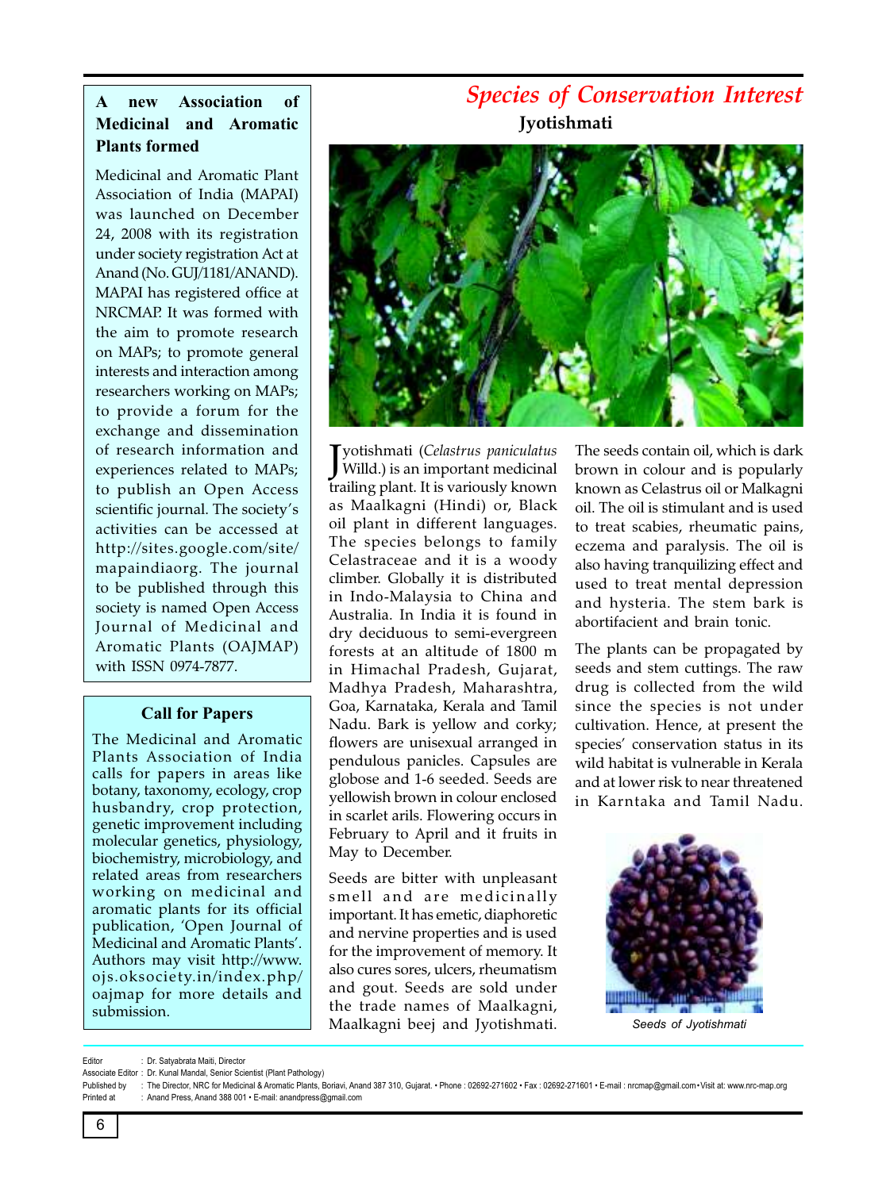## A new Association of Medicinal and Aromatic Plants formed

Medicinal and Aromatic Plant Association of India (MAPAI) was launched on December 24, 2008 with its registration under society registration Act at Anand (No. GUJ/1181/ANAND). MAPAI has registered office at NRCMAP. It was formed with the aim to promote research on MAPs; to promote general interests and interaction among researchers working on MAPs; to provide a forum for the exchange and dissemination of research information and experiences related to MAPs; to publish an Open Access scientific journal. The society's activities can be accessed at http://sites.google.com/site/mapaindiaorg. The journal to be published through this society is named Open Access Journal of Medicinal and Aromatic Plants (OAJMAP) with ISSN 0974-7877.

## Call for Papers

The Medicinal and Aromatic Plants Association of India calls for papers in areas like botany, taxonomy, ecology, crop husbandry, crop protection, genetic improvement including molecular genetics, physiology, biochemistry, microbiology, and related areas from researchers working on medicinal and aromatic plants for its official publication, 'Open Journal of Medicinal and Aromatic Plants'. Authors may visit http://www.ojs.oksociety.in/index.php/oajmap for more details and submission.

# *Species of Conservation Interest*

## Jyotishmati

Jyotishmati (*Celastrus paniculatus* Willd.) is an important medicinal trailing plant. It is variously known as Maalkagni (Hindi) or, Black oil plant in different languages. The species belongs to family Celastraceae and it is a woody climber. Globally it is distributed in Indo-Malaysia to China and Australia. In India it is found in dry deciduous to semi-evergreen forests at an altitude of 1800 m in Himachal Pradesh, Gujarat, Madhya Pradesh, Maharashtra, Goa, Karnataka, Kerala and Tamil Nadu. Bark is yellow and corky; flowers are unisexual arranged in pendulous panicles. Capsules are globose and 1-6 seeded. Seeds are yellowish brown in colour enclosed in scarlet arils. Flowering occurs in February to April and it fruits in May to December.

Seeds are bitter with unpleasant smell and are medicinally important. It has emetic, diaphoretic and nervine properties and is used for the improvement of memory. It also cures sores, ulcers, rheumatism and gout. Seeds are sold under the trade names of Maalkagni, Maalkagni beej and Jyotishmati.

The seeds contain oil, which is dark brown in colour and is popularly known as Celastrus oil or Malkagni oil. The oil is stimulant and is used to treat scabies, rheumatic pains, eczema and paralysis. The oil is also having tranquilizing effect and used to treat mental depression and hysteria. The stem bark is abortifacient and brain tonic.

The plants can be propagated by seeds and stem cuttings. The raw drug is collected from the wild since the species is not under cultivation. Hence, at present the species' conservation status in its wild habitat is vulnerable in Kerala and at lower risk to near threatened in Karntaka and Tamil Nadu.

*Seeds of Jyotishmati*

Editor : Dr. Satyabrata Maiti, Director
Associate Editor : Dr. Kunal Mandal, Senior Scientist (Plant Pathology)
Published by : The Director, NRC for Medicinal & Aromatic Plants, Boriavi, Anand 387 310, Gujarat. • Phone : 02692-271602 • Fax : 02692-271601 • E-mail : nrcmap@gmail.com • Visit at: www.nrc-map.org
Printed at : Anand Press, Anand 388 001 • E-mail: anandpress@gmail.com